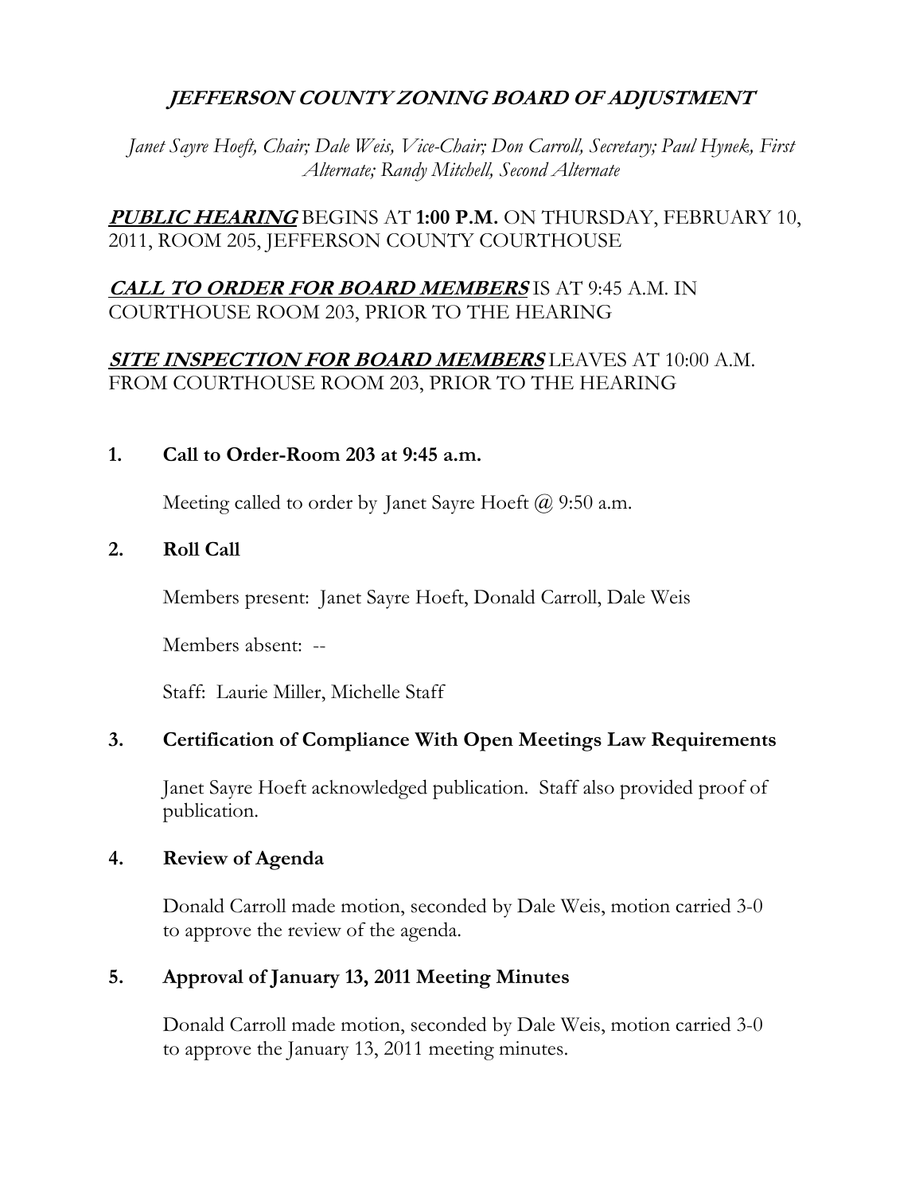# *JEFFERSON COUNTY ZONING BOARD OF ADJUSTMENT*

*Janet Sayre Hoeft, Chair; Dale Weis, Vice-Chair; Don Carroll, Secretary; Paul Hynek, First Alternate; Randy Mitchell, Second Alternate*

***PUBLIC HEARING*** BEGINS AT **1:00 P.M.** ON THURSDAY, FEBRUARY 10, 2011, ROOM 205, JEFFERSON COUNTY COURTHOUSE

***CALL TO ORDER FOR BOARD MEMBERS*** IS AT 9:45 A.M. IN COURTHOUSE ROOM 203, PRIOR TO THE HEARING

***SITE INSPECTION FOR BOARD MEMBERS*** LEAVES AT 10:00 A.M. FROM COURTHOUSE ROOM 203, PRIOR TO THE HEARING

**1. Call to Order-Room 203 at 9:45 a.m.**

Meeting called to order by Janet Sayre Hoeft @ 9:50 a.m.

**2. Roll Call**

Members present: Janet Sayre Hoeft, Donald Carroll, Dale Weis

Members absent: --

Staff: Laurie Miller, Michelle Staff

**3. Certification of Compliance With Open Meetings Law Requirements**

Janet Sayre Hoeft acknowledged publication. Staff also provided proof of publication.

**4. Review of Agenda**

Donald Carroll made motion, seconded by Dale Weis, motion carried 3-0 to approve the review of the agenda.

**5. Approval of January 13, 2011 Meeting Minutes**

Donald Carroll made motion, seconded by Dale Weis, motion carried 3-0 to approve the January 13, 2011 meeting minutes.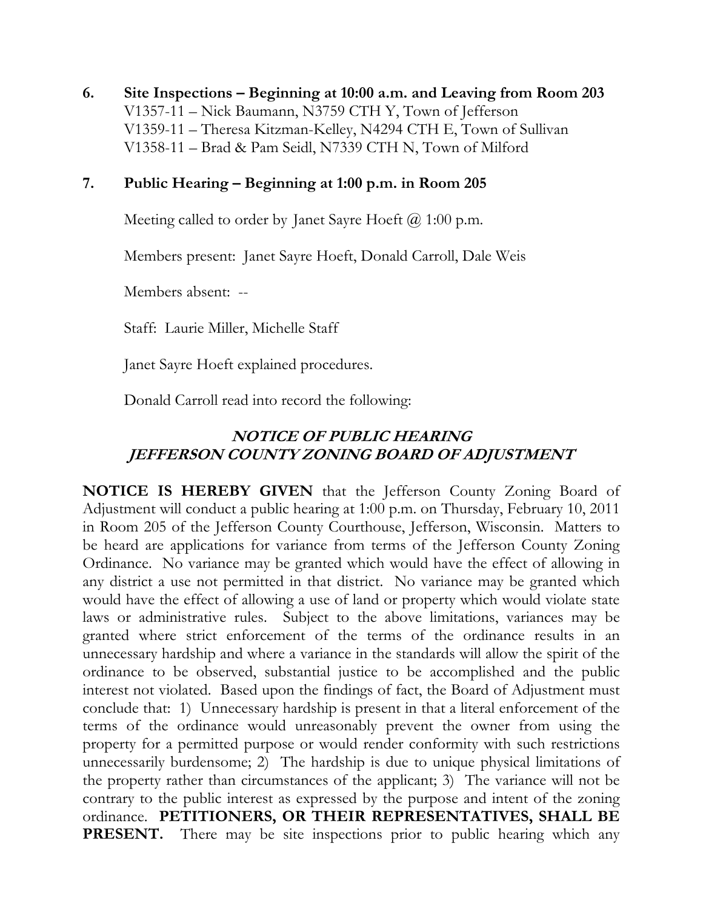**6. Site Inspections – Beginning at 10:00 a.m. and Leaving from Room 203**

V1357-11 – Nick Baumann, N3759 CTH Y, Town of Jefferson
V1359-11 – Theresa Kitzman-Kelley, N4294 CTH E, Town of Sullivan
V1358-11 – Brad & Pam Seidl, N7339 CTH N, Town of Milford

**7. Public Hearing – Beginning at 1:00 p.m. in Room 205**

Meeting called to order by Janet Sayre Hoeft @ 1:00 p.m.

Members present: Janet Sayre Hoeft, Donald Carroll, Dale Weis

Members absent: --

Staff: Laurie Miller, Michelle Staff

Janet Sayre Hoeft explained procedures.

Donald Carroll read into record the following:

***NOTICE OF PUBLIC HEARING***
***JEFFERSON COUNTY ZONING BOARD OF ADJUSTMENT***

**NOTICE IS HEREBY GIVEN** that the Jefferson County Zoning Board of Adjustment will conduct a public hearing at 1:00 p.m. on Thursday, February 10, 2011 in Room 205 of the Jefferson County Courthouse, Jefferson, Wisconsin. Matters to be heard are applications for variance from terms of the Jefferson County Zoning Ordinance. No variance may be granted which would have the effect of allowing in any district a use not permitted in that district. No variance may be granted which would have the effect of allowing a use of land or property which would violate state laws or administrative rules. Subject to the above limitations, variances may be granted where strict enforcement of the terms of the ordinance results in an unnecessary hardship and where a variance in the standards will allow the spirit of the ordinance to be observed, substantial justice to be accomplished and the public interest not violated. Based upon the findings of fact, the Board of Adjustment must conclude that: 1) Unnecessary hardship is present in that a literal enforcement of the terms of the ordinance would unreasonably prevent the owner from using the property for a permitted purpose or would render conformity with such restrictions unnecessarily burdensome; 2) The hardship is due to unique physical limitations of the property rather than circumstances of the applicant; 3) The variance will not be contrary to the public interest as expressed by the purpose and intent of the zoning ordinance. **PETITIONERS, OR THEIR REPRESENTATIVES, SHALL BE PRESENT.** There may be site inspections prior to public hearing which any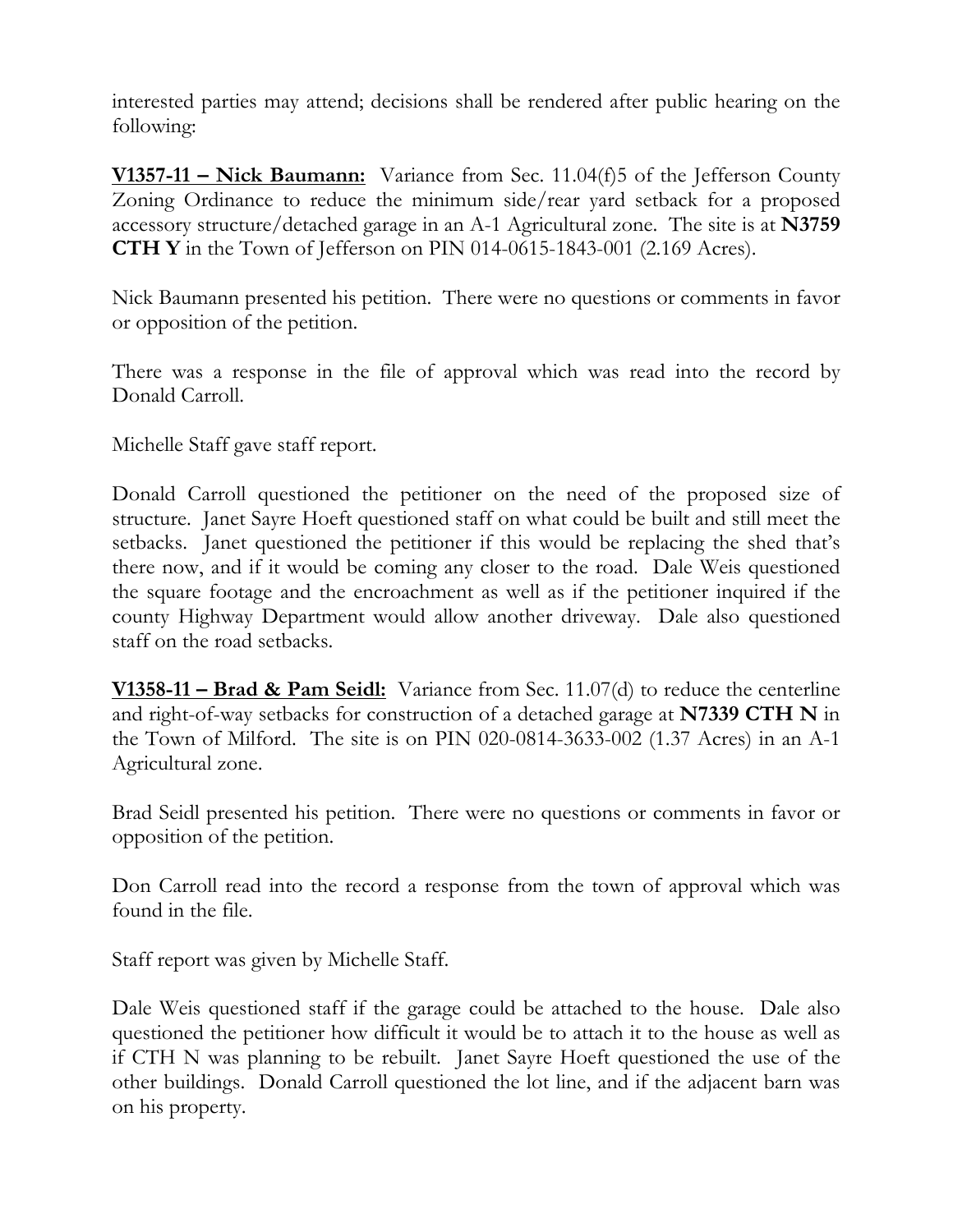interested parties may attend; decisions shall be rendered after public hearing on the following:

**V1357-11 – Nick Baumann:** Variance from Sec. 11.04(f)5 of the Jefferson County Zoning Ordinance to reduce the minimum side/rear yard setback for a proposed accessory structure/detached garage in an A-1 Agricultural zone. The site is at **N3759 CTH Y** in the Town of Jefferson on PIN 014-0615-1843-001 (2.169 Acres).

Nick Baumann presented his petition. There were no questions or comments in favor or opposition of the petition.

There was a response in the file of approval which was read into the record by Donald Carroll.

Michelle Staff gave staff report.

Donald Carroll questioned the petitioner on the need of the proposed size of structure. Janet Sayre Hoeft questioned staff on what could be built and still meet the setbacks. Janet questioned the petitioner if this would be replacing the shed that's there now, and if it would be coming any closer to the road. Dale Weis questioned the square footage and the encroachment as well as if the petitioner inquired if the county Highway Department would allow another driveway. Dale also questioned staff on the road setbacks.

**V1358-11 – Brad & Pam Seidl:** Variance from Sec. 11.07(d) to reduce the centerline and right-of-way setbacks for construction of a detached garage at **N7339 CTH N** in the Town of Milford. The site is on PIN 020-0814-3633-002 (1.37 Acres) in an A-1 Agricultural zone.

Brad Seidl presented his petition. There were no questions or comments in favor or opposition of the petition.

Don Carroll read into the record a response from the town of approval which was found in the file.

Staff report was given by Michelle Staff.

Dale Weis questioned staff if the garage could be attached to the house. Dale also questioned the petitioner how difficult it would be to attach it to the house as well as if CTH N was planning to be rebuilt. Janet Sayre Hoeft questioned the use of the other buildings. Donald Carroll questioned the lot line, and if the adjacent barn was on his property.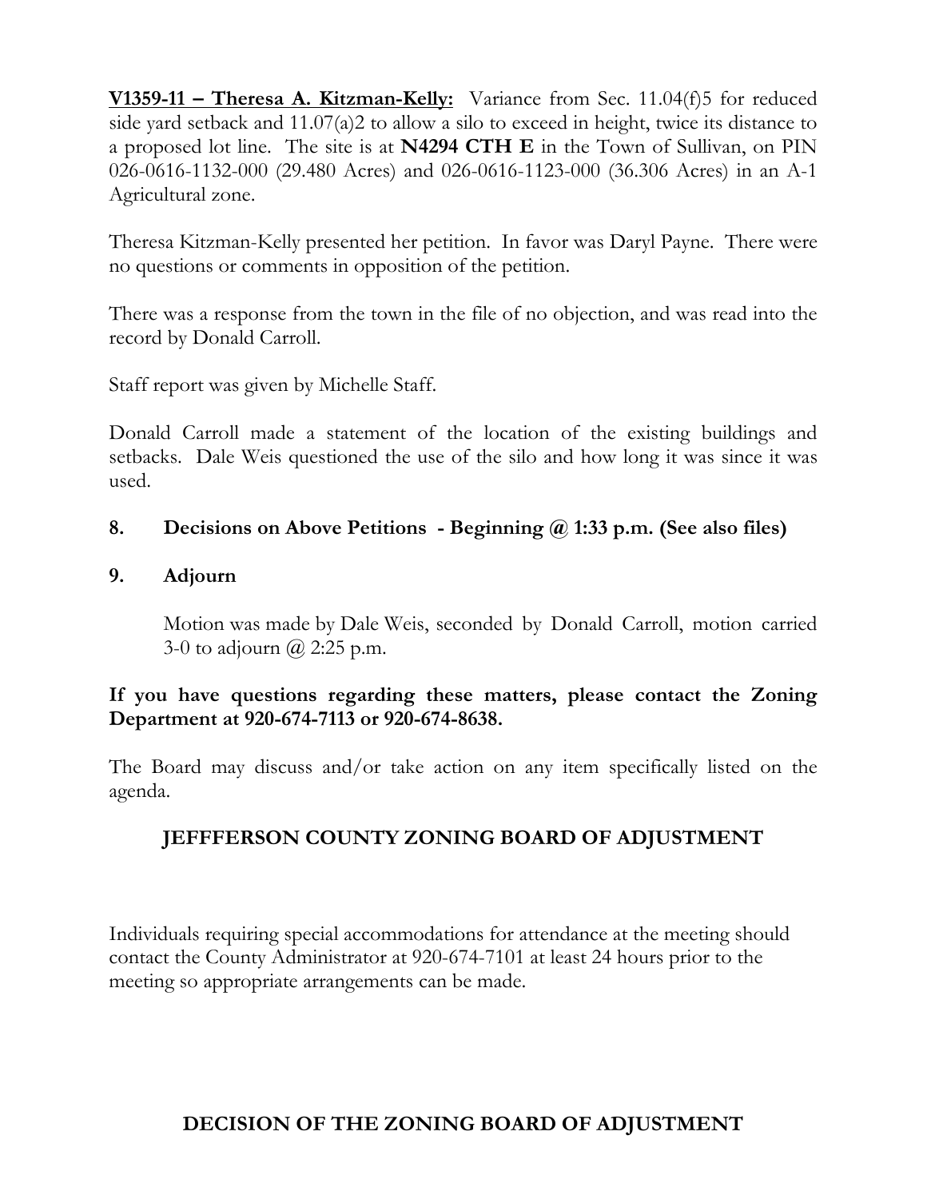**V1359-11 – Theresa A. Kitzman-Kelly:** Variance from Sec. 11.04(f)5 for reduced side yard setback and 11.07(a)2 to allow a silo to exceed in height, twice its distance to a proposed lot line. The site is at **N4294 CTH E** in the Town of Sullivan, on PIN 026-0616-1132-000 (29.480 Acres) and 026-0616-1123-000 (36.306 Acres) in an A-1 Agricultural zone.

Theresa Kitzman-Kelly presented her petition. In favor was Daryl Payne. There were no questions or comments in opposition of the petition.

There was a response from the town in the file of no objection, and was read into the record by Donald Carroll.

Staff report was given by Michelle Staff.

Donald Carroll made a statement of the location of the existing buildings and setbacks. Dale Weis questioned the use of the silo and how long it was since it was used.

**8. Decisions on Above Petitions - Beginning @ 1:33 p.m. (See also files)**

**9. Adjourn**

Motion was made by Dale Weis, seconded by Donald Carroll, motion carried 3-0 to adjourn @ 2:25 p.m.

**If you have questions regarding these matters, please contact the Zoning Department at 920-674-7113 or 920-674-8638.**

The Board may discuss and/or take action on any item specifically listed on the agenda.

**JEFFFERSON COUNTY ZONING BOARD OF ADJUSTMENT**

Individuals requiring special accommodations for attendance at the meeting should contact the County Administrator at 920-674-7101 at least 24 hours prior to the meeting so appropriate arrangements can be made.

**DECISION OF THE ZONING BOARD OF ADJUSTMENT**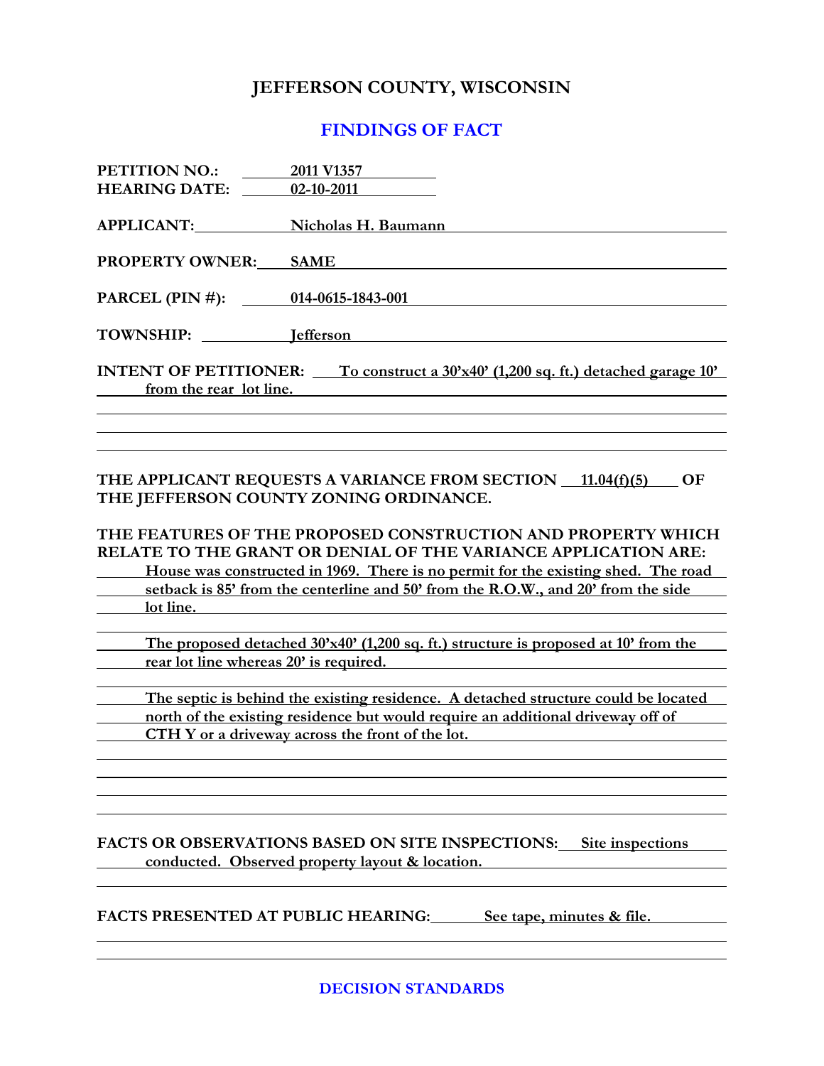# JEFFERSON COUNTY, WISCONSIN

## FINDINGS OF FACT

**PETITION NO.:** 2011 V1357
**HEARING DATE:** 02-10-2011

**APPLICANT:** Nicholas H. Baumann

**PROPERTY OWNER:** SAME

**PARCEL (PIN #):** 014-0615-1843-001

**TOWNSHIP:** Jefferson

**INTENT OF PETITIONER:** To construct a 30'x40' (1,200 sq. ft.) detached garage 10' from the rear lot line.

**THE APPLICANT REQUESTS A VARIANCE FROM SECTION** 11.04(f)(5) **OF THE JEFFERSON COUNTY ZONING ORDINANCE.**

**THE FEATURES OF THE PROPOSED CONSTRUCTION AND PROPERTY WHICH RELATE TO THE GRANT OR DENIAL OF THE VARIANCE APPLICATION ARE:**

House was constructed in 1969. There is no permit for the existing shed. The road setback is 85' from the centerline and 50' from the R.O.W., and 20' from the side lot line.

The proposed detached 30'x40' (1,200 sq. ft.) structure is proposed at 10' from the rear lot line whereas 20' is required.

The septic is behind the existing residence. A detached structure could be located north of the existing residence but would require an additional driveway off of CTH Y or a driveway across the front of the lot.

**FACTS OR OBSERVATIONS BASED ON SITE INSPECTIONS:** Site inspections conducted. Observed property layout & location.

**FACTS PRESENTED AT PUBLIC HEARING:** See tape, minutes & file.

## DECISION STANDARDS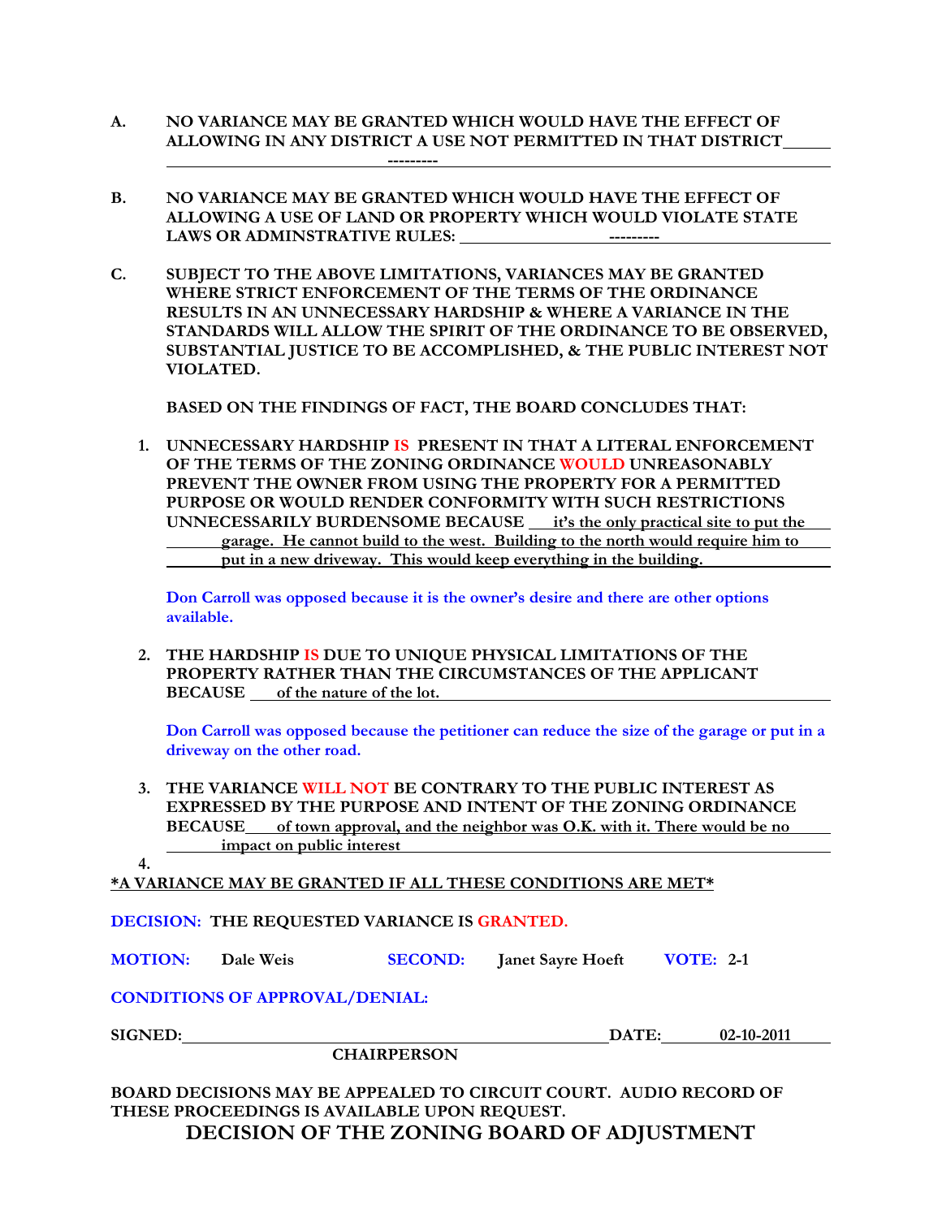**A. NO VARIANCE MAY BE GRANTED WHICH WOULD HAVE THE EFFECT OF ALLOWING IN ANY DISTRICT A USE NOT PERMITTED IN THAT DISTRICT**

---------

**B. NO VARIANCE MAY BE GRANTED WHICH WOULD HAVE THE EFFECT OF ALLOWING A USE OF LAND OR PROPERTY WHICH WOULD VIOLATE STATE LAWS OR ADMINSTRATIVE RULES:** ---------

**C. SUBJECT TO THE ABOVE LIMITATIONS, VARIANCES MAY BE GRANTED WHERE STRICT ENFORCEMENT OF THE TERMS OF THE ORDINANCE RESULTS IN AN UNNECESSARY HARDSHIP & WHERE A VARIANCE IN THE STANDARDS WILL ALLOW THE SPIRIT OF THE ORDINANCE TO BE OBSERVED, SUBSTANTIAL JUSTICE TO BE ACCOMPLISHED, & THE PUBLIC INTEREST NOT VIOLATED.**

**BASED ON THE FINDINGS OF FACT, THE BOARD CONCLUDES THAT:**

1. **UNNECESSARY HARDSHIP IS PRESENT IN THAT A LITERAL ENFORCEMENT OF THE TERMS OF THE ZONING ORDINANCE WOULD UNREASONABLY PREVENT THE OWNER FROM USING THE PROPERTY FOR A PERMITTED PURPOSE OR WOULD RENDER CONFORMITY WITH SUCH RESTRICTIONS UNNECESSARILY BURDENSOME BECAUSE** it's the only practical site to put the garage. He cannot build to the west. Building to the north would require him to put in a new driveway. This would keep everything in the building.

   **Don Carroll was opposed because it is the owner's desire and there are other options available.**

2. **THE HARDSHIP IS DUE TO UNIQUE PHYSICAL LIMITATIONS OF THE PROPERTY RATHER THAN THE CIRCUMSTANCES OF THE APPLICANT BECAUSE** of the nature of the lot.

   **Don Carroll was opposed because the petitioner can reduce the size of the garage or put in a driveway on the other road.**

3. **THE VARIANCE WILL NOT BE CONTRARY TO THE PUBLIC INTEREST AS EXPRESSED BY THE PURPOSE AND INTENT OF THE ZONING ORDINANCE BECAUSE** of town approval, and the neighbor was O.K. with it. There would be no impact on public interest

4.

**\*A VARIANCE MAY BE GRANTED IF ALL THESE CONDITIONS ARE MET\***

**DECISION: THE REQUESTED VARIANCE IS GRANTED.**

**MOTION:** Dale Weis **SECOND:** Janet Sayre Hoeft **VOTE:** 2-1

**CONDITIONS OF APPROVAL/DENIAL:**

**SIGNED:** ______________________ **DATE:** 02-10-2011

**CHAIRPERSON**

**BOARD DECISIONS MAY BE APPEALED TO CIRCUIT COURT. AUDIO RECORD OF THESE PROCEEDINGS IS AVAILABLE UPON REQUEST.**

## DECISION OF THE ZONING BOARD OF ADJUSTMENT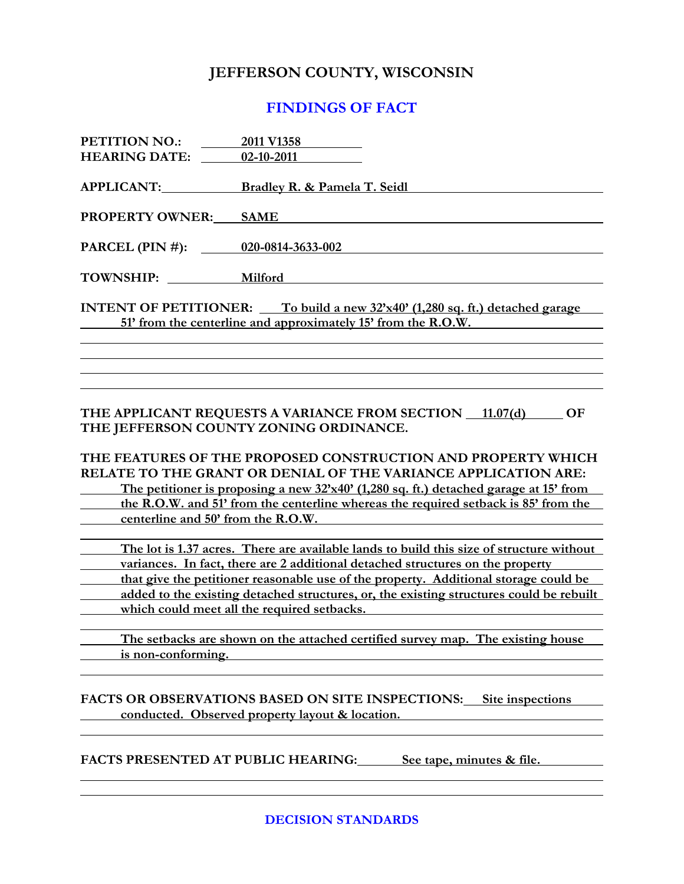# JEFFERSON COUNTY, WISCONSIN

## FINDINGS OF FACT

**PETITION NO.:** 2011 V1358
**HEARING DATE:** 02-10-2011

**APPLICANT:** Bradley R. & Pamela T. Seidl

**PROPERTY OWNER:** SAME

**PARCEL (PIN #):** 020-0814-3633-002

**TOWNSHIP:** Milford

**INTENT OF PETITIONER:** To build a new 32'x40' (1,280 sq. ft.) detached garage 51' from the centerline and approximately 15' from the R.O.W.

**THE APPLICANT REQUESTS A VARIANCE FROM SECTION** 11.07(d) **OF THE JEFFERSON COUNTY ZONING ORDINANCE.**

**THE FEATURES OF THE PROPOSED CONSTRUCTION AND PROPERTY WHICH RELATE TO THE GRANT OR DENIAL OF THE VARIANCE APPLICATION ARE:**

The petitioner is proposing a new 32'x40' (1,280 sq. ft.) detached garage at 15' from the R.O.W. and 51' from the centerline whereas the required setback is 85' from the centerline and 50' from the R.O.W.

The lot is 1.37 acres. There are available lands to build this size of structure without variances. In fact, there are 2 additional detached structures on the property that give the petitioner reasonable use of the property. Additional storage could be added to the existing detached structures, or, the existing structures could be rebuilt which could meet all the required setbacks.

The setbacks are shown on the attached certified survey map. The existing house is non-conforming.

**FACTS OR OBSERVATIONS BASED ON SITE INSPECTIONS:** Site inspections conducted. Observed property layout & location.

**FACTS PRESENTED AT PUBLIC HEARING:** See tape, minutes & file.

## DECISION STANDARDS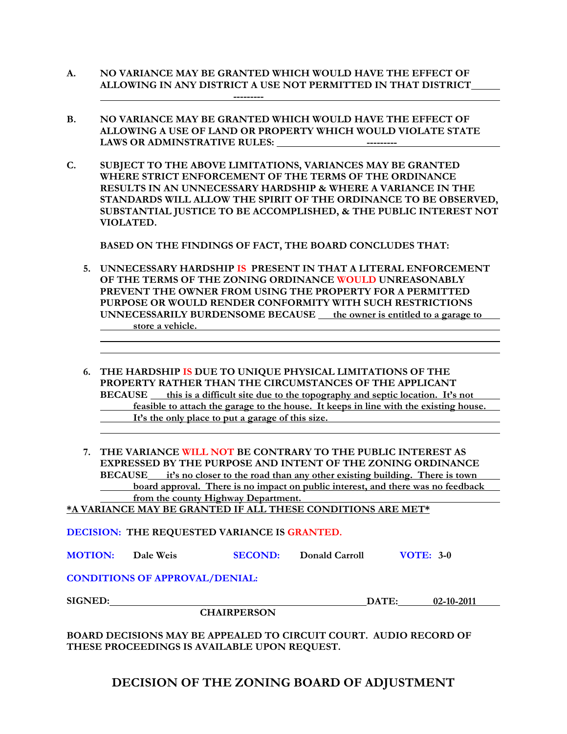**A. NO VARIANCE MAY BE GRANTED WHICH WOULD HAVE THE EFFECT OF ALLOWING IN ANY DISTRICT A USE NOT PERMITTED IN THAT DISTRICT** ---------

**B. NO VARIANCE MAY BE GRANTED WHICH WOULD HAVE THE EFFECT OF ALLOWING A USE OF LAND OR PROPERTY WHICH WOULD VIOLATE STATE LAWS OR ADMINSTRATIVE RULES:** ---------

**C. SUBJECT TO THE ABOVE LIMITATIONS, VARIANCES MAY BE GRANTED WHERE STRICT ENFORCEMENT OF THE TERMS OF THE ORDINANCE RESULTS IN AN UNNECESSARY HARDSHIP & WHERE A VARIANCE IN THE STANDARDS WILL ALLOW THE SPIRIT OF THE ORDINANCE TO BE OBSERVED, SUBSTANTIAL JUSTICE TO BE ACCOMPLISHED, & THE PUBLIC INTEREST NOT VIOLATED.**

**BASED ON THE FINDINGS OF FACT, THE BOARD CONCLUDES THAT:**

5. **UNNECESSARY HARDSHIP IS PRESENT IN THAT A LITERAL ENFORCEMENT OF THE TERMS OF THE ZONING ORDINANCE WOULD UNREASONABLY PREVENT THE OWNER FROM USING THE PROPERTY FOR A PERMITTED PURPOSE OR WOULD RENDER CONFORMITY WITH SUCH RESTRICTIONS UNNECESSARILY BURDENSOME BECAUSE** the owner is entitled to a garage to store a vehicle.

6. **THE HARDSHIP IS DUE TO UNIQUE PHYSICAL LIMITATIONS OF THE PROPERTY RATHER THAN THE CIRCUMSTANCES OF THE APPLICANT BECAUSE** this is a difficult site due to the topography and septic location. It's not feasible to attach the garage to the house. It keeps in line with the existing house. It's the only place to put a garage of this size.

7. **THE VARIANCE WILL NOT BE CONTRARY TO THE PUBLIC INTEREST AS EXPRESSED BY THE PURPOSE AND INTENT OF THE ZONING ORDINANCE BECAUSE** it's no closer to the road than any other existing building. There is town board approval. There is no impact on public interest, and there was no feedback from the county Highway Department.

***A VARIANCE MAY BE GRANTED IF ALL THESE CONDITIONS ARE MET***

**DECISION: THE REQUESTED VARIANCE IS GRANTED.**

**MOTION:** Dale Weis **SECOND:** Donald Carroll **VOTE:** 3-0

**CONDITIONS OF APPROVAL/DENIAL:**

**SIGNED:** ______________________ **DATE:** 02-10-2011

**CHAIRPERSON**

**BOARD DECISIONS MAY BE APPEALED TO CIRCUIT COURT. AUDIO RECORD OF THESE PROCEEDINGS IS AVAILABLE UPON REQUEST.**

## DECISION OF THE ZONING BOARD OF ADJUSTMENT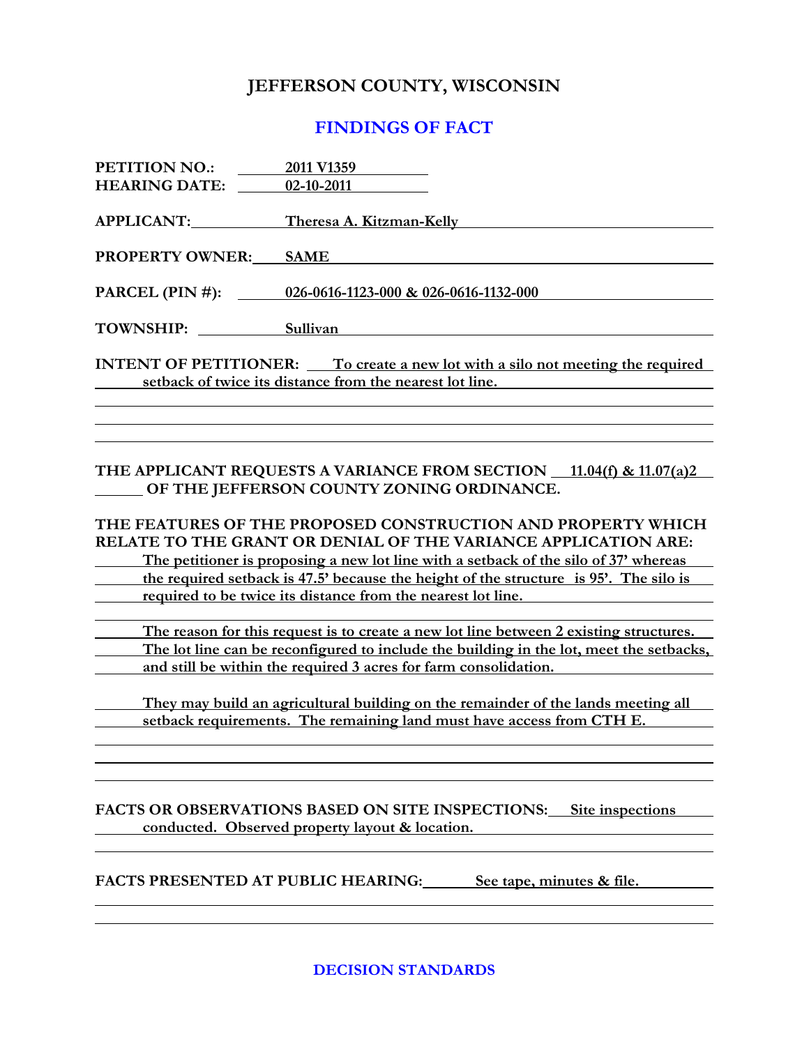# JEFFERSON COUNTY, WISCONSIN

## FINDINGS OF FACT

**PETITION NO.:** 2011 V1359
**HEARING DATE:** 02-10-2011

**APPLICANT:** Theresa A. Kitzman-Kelly

**PROPERTY OWNER:** SAME

**PARCEL (PIN #):** 026-0616-1123-000 & 026-0616-1132-000

**TOWNSHIP:** Sullivan

**INTENT OF PETITIONER:** To create a new lot with a silo not meeting the required setback of twice its distance from the nearest lot line.

**THE APPLICANT REQUESTS A VARIANCE FROM SECTION** 11.04(f) & 11.07(a)2 **OF THE JEFFERSON COUNTY ZONING ORDINANCE.**

**THE FEATURES OF THE PROPOSED CONSTRUCTION AND PROPERTY WHICH RELATE TO THE GRANT OR DENIAL OF THE VARIANCE APPLICATION ARE:**

The petitioner is proposing a new lot line with a setback of the silo of 37' whereas the required setback is 47.5' because the height of the structure is 95'. The silo is required to be twice its distance from the nearest lot line.

The reason for this request is to create a new lot line between 2 existing structures. The lot line can be reconfigured to include the building in the lot, meet the setbacks, and still be within the required 3 acres for farm consolidation.

They may build an agricultural building on the remainder of the lands meeting all setback requirements. The remaining land must have access from CTH E.

**FACTS OR OBSERVATIONS BASED ON SITE INSPECTIONS:** Site inspections conducted. Observed property layout & location.

**FACTS PRESENTED AT PUBLIC HEARING:** See tape, minutes & file.

## DECISION STANDARDS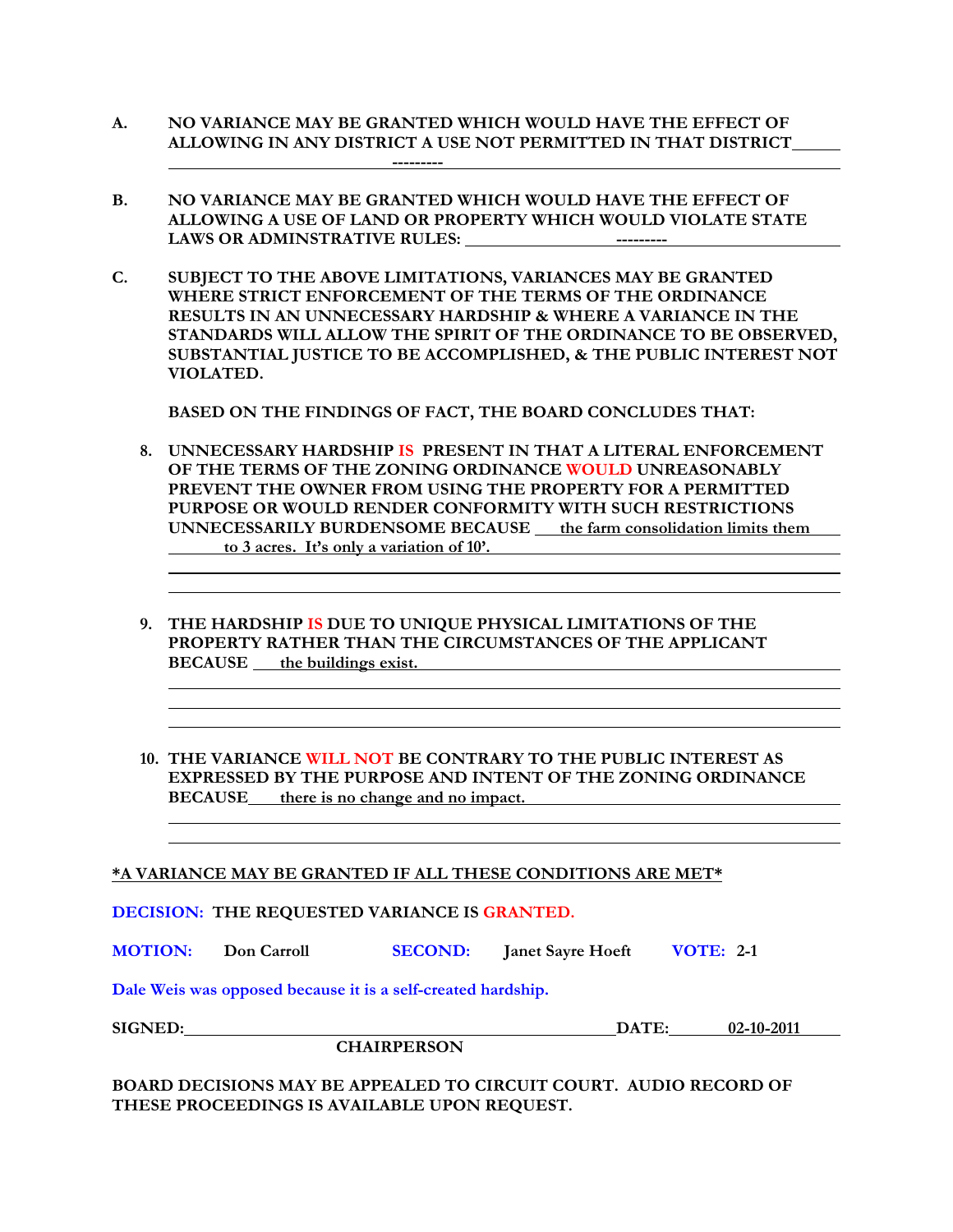**A. NO VARIANCE MAY BE GRANTED WHICH WOULD HAVE THE EFFECT OF ALLOWING IN ANY DISTRICT A USE NOT PERMITTED IN THAT DISTRICT** ---------

**B. NO VARIANCE MAY BE GRANTED WHICH WOULD HAVE THE EFFECT OF ALLOWING A USE OF LAND OR PROPERTY WHICH WOULD VIOLATE STATE LAWS OR ADMINSTRATIVE RULES:** ---------

**C. SUBJECT TO THE ABOVE LIMITATIONS, VARIANCES MAY BE GRANTED WHERE STRICT ENFORCEMENT OF THE TERMS OF THE ORDINANCE RESULTS IN AN UNNECESSARY HARDSHIP & WHERE A VARIANCE IN THE STANDARDS WILL ALLOW THE SPIRIT OF THE ORDINANCE TO BE OBSERVED, SUBSTANTIAL JUSTICE TO BE ACCOMPLISHED, & THE PUBLIC INTEREST NOT VIOLATED.**

**BASED ON THE FINDINGS OF FACT, THE BOARD CONCLUDES THAT:**

8. **UNNECESSARY HARDSHIP IS PRESENT IN THAT A LITERAL ENFORCEMENT OF THE TERMS OF THE ZONING ORDINANCE WOULD UNREASONABLY PREVENT THE OWNER FROM USING THE PROPERTY FOR A PERMITTED PURPOSE OR WOULD RENDER CONFORMITY WITH SUCH RESTRICTIONS UNNECESSARILY BURDENSOME BECAUSE** the farm consolidation limits them to 3 acres. It's only a variation of 10'.

9. **THE HARDSHIP IS DUE TO UNIQUE PHYSICAL LIMITATIONS OF THE PROPERTY RATHER THAN THE CIRCUMSTANCES OF THE APPLICANT BECAUSE** the buildings exist.

10. **THE VARIANCE WILL NOT BE CONTRARY TO THE PUBLIC INTEREST AS EXPRESSED BY THE PURPOSE AND INTENT OF THE ZONING ORDINANCE BECAUSE** there is no change and no impact.

***A VARIANCE MAY BE GRANTED IF ALL THESE CONDITIONS ARE MET***

**DECISION: THE REQUESTED VARIANCE IS GRANTED.**

**MOTION:** Don Carroll **SECOND:** Janet Sayre Hoeft **VOTE:** 2-1

**Dale Weis was opposed because it is a self-created hardship.**

**SIGNED:** ______________________________ **DATE:** 02-10-2011

**CHAIRPERSON**

**BOARD DECISIONS MAY BE APPEALED TO CIRCUIT COURT. AUDIO RECORD OF THESE PROCEEDINGS IS AVAILABLE UPON REQUEST.**